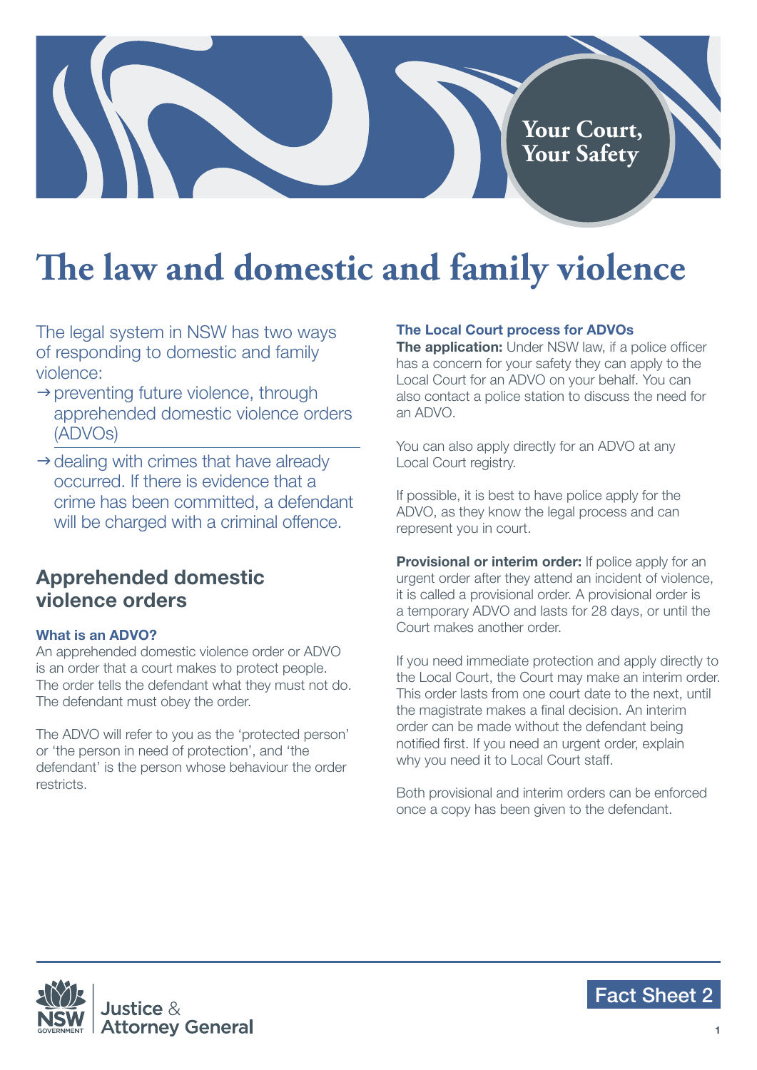Your Court, Your Safety

# The law and domestic and family violence

The legal system in NSW has two ways of responding to domestic and family violence:

- → preventing future violence, through apprehended domestic violence orders (ADVOs)
- → dealing with crimes that have already occurred. If there is evidence that a crime has been committed, a defendant will be charged with a criminal offence.

## Apprehended domestic violence orders

### What is an ADVO?

An apprehended domestic violence order or ADVO is an order that a court makes to protect people. The order tells the defendant what they must not do. The defendant must obey the order.

The ADVO will refer to you as the 'protected person' or 'the person in need of protection', and 'the defendant' is the person whose behaviour the order restricts.

### The Local Court process for ADVOs

**The application:** Under NSW law, if a police officer has a concern for your safety they can apply to the Local Court for an ADVO on your behalf. You can also contact a police station to discuss the need for an ADVO.

You can also apply directly for an ADVO at any Local Court registry.

If possible, it is best to have police apply for the ADVO, as they know the legal process and can represent you in court.

**Provisional or interim order:** If police apply for an urgent order after they attend an incident of violence, it is called a provisional order. A provisional order is a temporary ADVO and lasts for 28 days, or until the Court makes another order.

If you need immediate protection and apply directly to the Local Court, the Court may make an interim order. This order lasts from one court date to the next, until the magistrate makes a final decision. An interim order can be made without the defendant being notified first. If you need an urgent order, explain why you need it to Local Court staff.

Both provisional and interim orders can be enforced once a copy has been given to the defendant.

Fact Sheet 2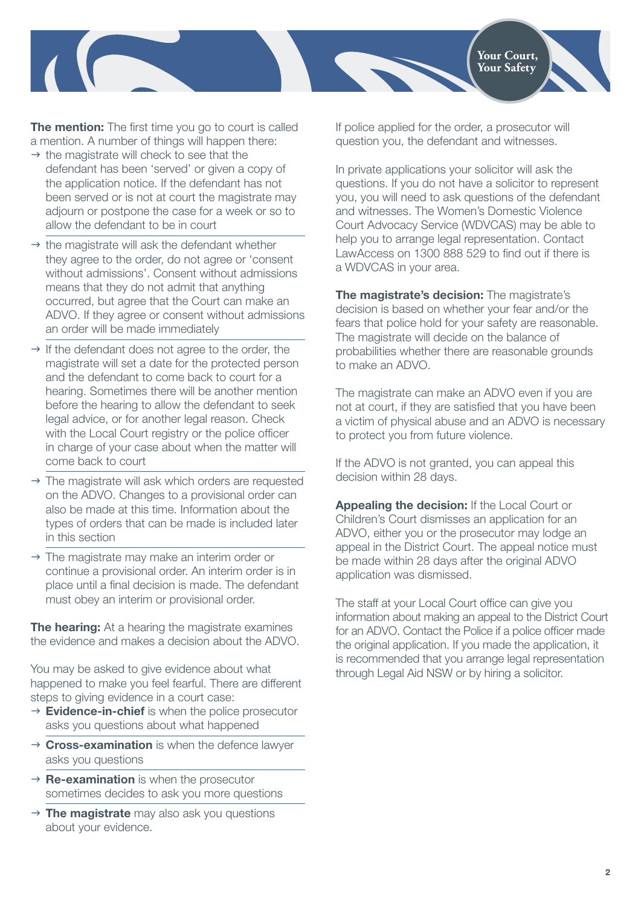**The mention:** The first time you go to court is called a mention. A number of things will happen there:

- the magistrate will check to see that the defendant has been 'served' or given a copy of the application notice. If the defendant has not been served or is not at court the magistrate may adjourn or postpone the case for a week or so to allow the defendant to be in court
- the magistrate will ask the defendant whether they agree to the order, do not agree or 'consent without admissions'. Consent without admissions means that they do not admit that anything occurred, but agree that the Court can make an ADVO. If they agree or consent without admissions an order will be made immediately
- If the defendant does not agree to the order, the magistrate will set a date for the protected person and the defendant to come back to court for a hearing. Sometimes there will be another mention before the hearing to allow the defendant to seek legal advice, or for another legal reason. Check with the Local Court registry or the police officer in charge of your case about when the matter will come back to court
- The magistrate will ask which orders are requested on the ADVO. Changes to a provisional order can also be made at this time. Information about the types of orders that can be made is included later in this section
- The magistrate may make an interim order or continue a provisional order. An interim order is in place until a final decision is made. The defendant must obey an interim or provisional order.

**The hearing:** At a hearing the magistrate examines the evidence and makes a decision about the ADVO.

You may be asked to give evidence about what happened to make you feel fearful. There are different steps to giving evidence in a court case:

- **Evidence-in-chief** is when the police prosecutor asks you questions about what happened
- **Cross-examination** is when the defence lawyer asks you questions
- **Re-examination** is when the prosecutor sometimes decides to ask you more questions
- **The magistrate** may also ask you questions about your evidence.

If police applied for the order, a prosecutor will question you, the defendant and witnesses.

In private applications your solicitor will ask the questions. If you do not have a solicitor to represent you, you will need to ask questions of the defendant and witnesses. The Women's Domestic Violence Court Advocacy Service (WDVCAS) may be able to help you to arrange legal representation. Contact LawAccess on 1300 888 529 to find out if there is a WDVCAS in your area.

**The magistrate's decision:** The magistrate's decision is based on whether your fear and/or the fears that police hold for your safety are reasonable. The magistrate will decide on the balance of probabilities whether there are reasonable grounds to make an ADVO.

The magistrate can make an ADVO even if you are not at court, if they are satisfied that you have been a victim of physical abuse and an ADVO is necessary to protect you from future violence.

If the ADVO is not granted, you can appeal this decision within 28 days.

**Appealing the decision:** If the Local Court or Children's Court dismisses an application for an ADVO, either you or the prosecutor may lodge an appeal in the District Court. The appeal notice must be made within 28 days after the original ADVO application was dismissed.

The staff at your Local Court office can give you information about making an appeal to the District Court for an ADVO. Contact the Police if a police officer made the original application. If you made the application, it is recommended that you arrange legal representation through Legal Aid NSW or by hiring a solicitor.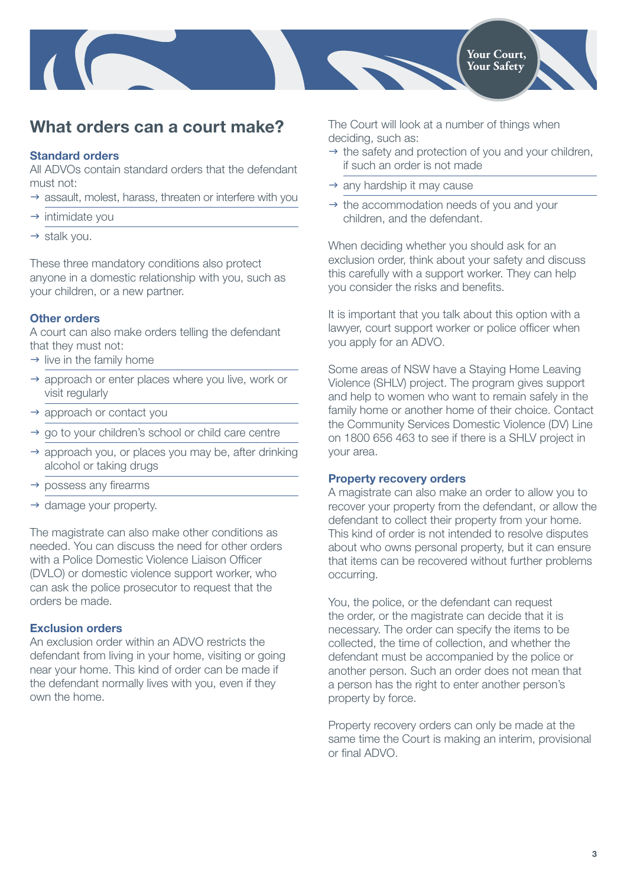## What orders can a court make?

### Standard orders

All ADVOs contain standard orders that the defendant must not:

- assault, molest, harass, threaten or interfere with you
- intimidate you
- stalk you.

These three mandatory conditions also protect anyone in a domestic relationship with you, such as your children, or a new partner.

### Other orders

A court can also make orders telling the defendant that they must not:

- live in the family home
- approach or enter places where you live, work or visit regularly
- approach or contact you
- go to your children's school or child care centre
- approach you, or places you may be, after drinking alcohol or taking drugs
- possess any firearms
- damage your property.

The magistrate can also make other conditions as needed. You can discuss the need for other orders with a Police Domestic Violence Liaison Officer (DVLO) or domestic violence support worker, who can ask the police prosecutor to request that the orders be made.

### Exclusion orders

An exclusion order within an ADVO restricts the defendant from living in your home, visiting or going near your home. This kind of order can be made if the defendant normally lives with you, even if they own the home.

The Court will look at a number of things when deciding, such as:

- the safety and protection of you and your children, if such an order is not made
- any hardship it may cause
- the accommodation needs of you and your children, and the defendant.

When deciding whether you should ask for an exclusion order, think about your safety and discuss this carefully with a support worker. They can help you consider the risks and benefits.

It is important that you talk about this option with a lawyer, court support worker or police officer when you apply for an ADVO.

Some areas of NSW have a Staying Home Leaving Violence (SHLV) project. The program gives support and help to women who want to remain safely in the family home or another home of their choice. Contact the Community Services Domestic Violence (DV) Line on 1800 656 463 to see if there is a SHLV project in your area.

### Property recovery orders

A magistrate can also make an order to allow you to recover your property from the defendant, or allow the defendant to collect their property from your home. This kind of order is not intended to resolve disputes about who owns personal property, but it can ensure that items can be recovered without further problems occurring.

You, the police, or the defendant can request the order, or the magistrate can decide that it is necessary. The order can specify the items to be collected, the time of collection, and whether the defendant must be accompanied by the police or another person. Such an order does not mean that a person has the right to enter another person's property by force.

Property recovery orders can only be made at the same time the Court is making an interim, provisional or final ADVO.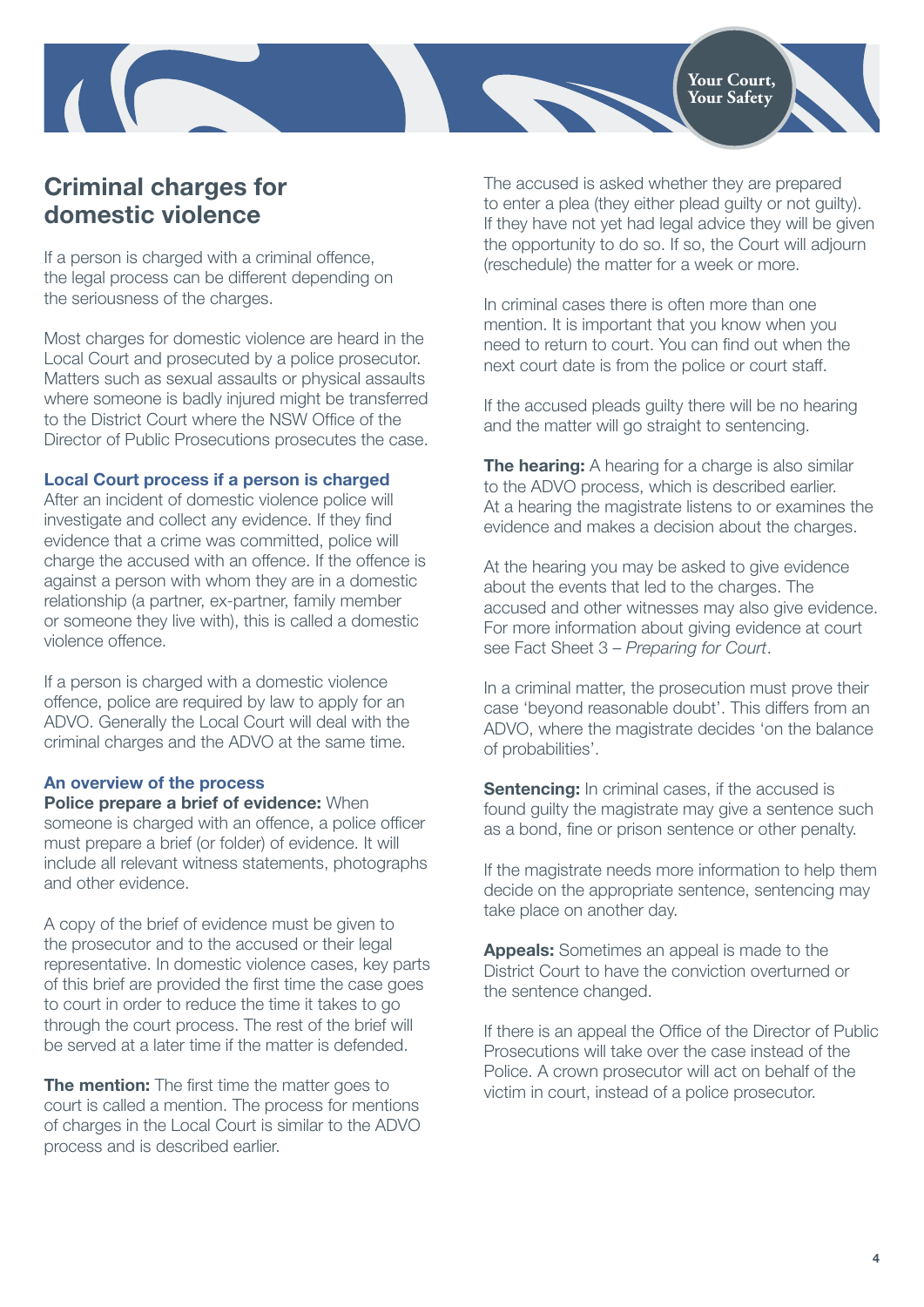## Criminal charges for domestic violence

If a person is charged with a criminal offence, the legal process can be different depending on the seriousness of the charges.

Most charges for domestic violence are heard in the Local Court and prosecuted by a police prosecutor. Matters such as sexual assaults or physical assaults where someone is badly injured might be transferred to the District Court where the NSW Office of the Director of Public Prosecutions prosecutes the case.

### Local Court process if a person is charged

After an incident of domestic violence police will investigate and collect any evidence. If they find evidence that a crime was committed, police will charge the accused with an offence. If the offence is against a person with whom they are in a domestic relationship (a partner, ex-partner, family member or someone they live with), this is called a domestic violence offence.

If a person is charged with a domestic violence offence, police are required by law to apply for an ADVO. Generally the Local Court will deal with the criminal charges and the ADVO at the same time.

### An overview of the process

**Police prepare a brief of evidence:** When someone is charged with an offence, a police officer must prepare a brief (or folder) of evidence. It will include all relevant witness statements, photographs and other evidence.

A copy of the brief of evidence must be given to the prosecutor and to the accused or their legal representative. In domestic violence cases, key parts of this brief are provided the first time the case goes to court in order to reduce the time it takes to go through the court process. The rest of the brief will be served at a later time if the matter is defended.

**The mention:** The first time the matter goes to court is called a mention. The process for mentions of charges in the Local Court is similar to the ADVO process and is described earlier.

The accused is asked whether they are prepared to enter a plea (they either plead guilty or not guilty). If they have not yet had legal advice they will be given the opportunity to do so. If so, the Court will adjourn (reschedule) the matter for a week or more.

In criminal cases there is often more than one mention. It is important that you know when you need to return to court. You can find out when the next court date is from the police or court staff.

If the accused pleads guilty there will be no hearing and the matter will go straight to sentencing.

**The hearing:** A hearing for a charge is also similar to the ADVO process, which is described earlier. At a hearing the magistrate listens to or examines the evidence and makes a decision about the charges.

At the hearing you may be asked to give evidence about the events that led to the charges. The accused and other witnesses may also give evidence. For more information about giving evidence at court see Fact Sheet 3 – *Preparing for Court*.

In a criminal matter, the prosecution must prove their case 'beyond reasonable doubt'. This differs from an ADVO, where the magistrate decides 'on the balance of probabilities'.

**Sentencing:** In criminal cases, if the accused is found guilty the magistrate may give a sentence such as a bond, fine or prison sentence or other penalty.

If the magistrate needs more information to help them decide on the appropriate sentence, sentencing may take place on another day.

**Appeals:** Sometimes an appeal is made to the District Court to have the conviction overturned or the sentence changed.

If there is an appeal the Office of the Director of Public Prosecutions will take over the case instead of the Police. A crown prosecutor will act on behalf of the victim in court, instead of a police prosecutor.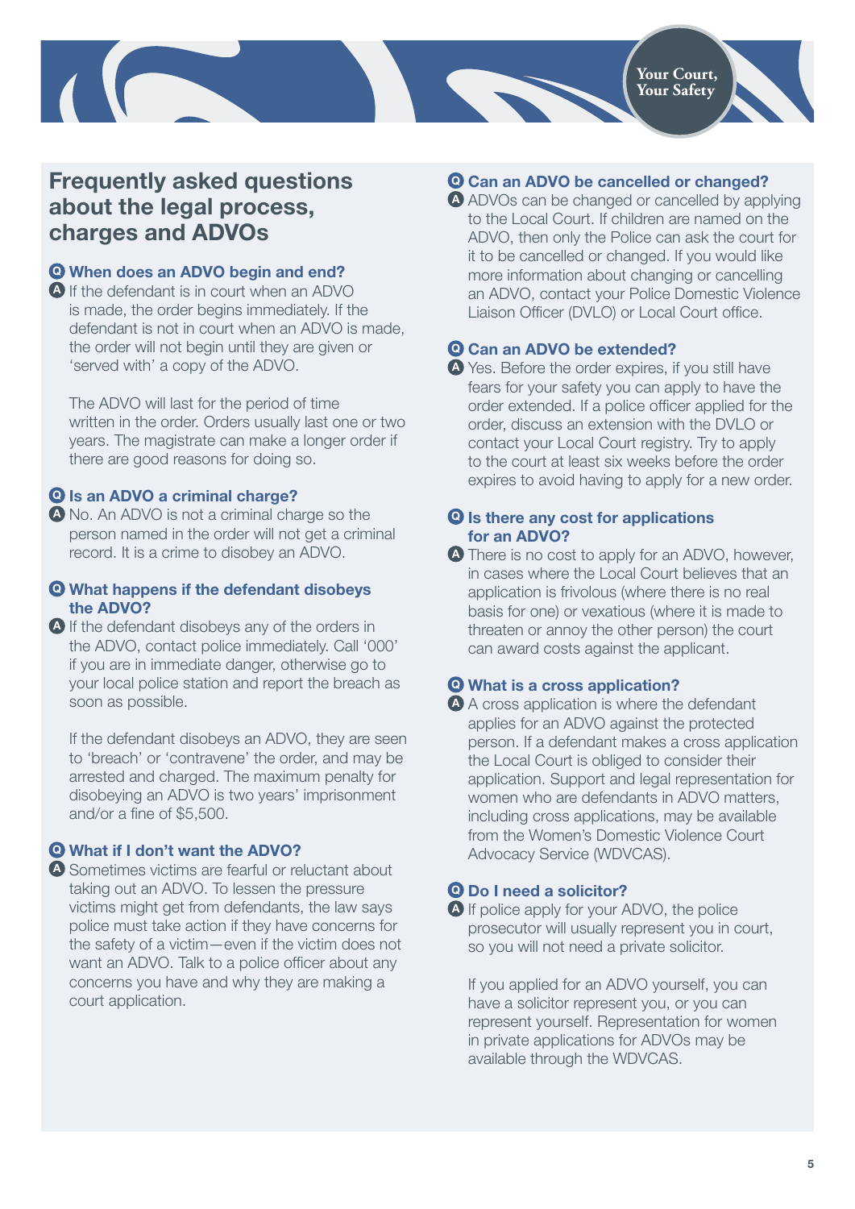## Frequently asked questions about the legal process, charges and ADVOs

### Q When does an ADVO begin and end?

**A** If the defendant is in court when an ADVO is made, the order begins immediately. If the defendant is not in court when an ADVO is made, the order will not begin until they are given or 'served with' a copy of the ADVO.

The ADVO will last for the period of time written in the order. Orders usually last one or two years. The magistrate can make a longer order if there are good reasons for doing so.

### Q Is an ADVO a criminal charge?

**A** No. An ADVO is not a criminal charge so the person named in the order will not get a criminal record. It is a crime to disobey an ADVO.

### Q What happens if the defendant disobeys the ADVO?

**A** If the defendant disobeys any of the orders in the ADVO, contact police immediately. Call '000' if you are in immediate danger, otherwise go to your local police station and report the breach as soon as possible.

If the defendant disobeys an ADVO, they are seen to 'breach' or 'contravene' the order, and may be arrested and charged. The maximum penalty for disobeying an ADVO is two years' imprisonment and/or a fine of $5,500.

### Q What if I don't want the ADVO?

**A** Sometimes victims are fearful or reluctant about taking out an ADVO. To lessen the pressure victims might get from defendants, the law says police must take action if they have concerns for the safety of a victim—even if the victim does not want an ADVO. Talk to a police officer about any concerns you have and why they are making a court application.

### Q Can an ADVO be cancelled or changed?

**A** ADVOs can be changed or cancelled by applying to the Local Court. If children are named on the ADVO, then only the Police can ask the court for it to be cancelled or changed. If you would like more information about changing or cancelling an ADVO, contact your Police Domestic Violence Liaison Officer (DVLO) or Local Court office.

### Q Can an ADVO be extended?

**A** Yes. Before the order expires, if you still have fears for your safety you can apply to have the order extended. If a police officer applied for the order, discuss an extension with the DVLO or contact your Local Court registry. Try to apply to the court at least six weeks before the order expires to avoid having to apply for a new order.

### Q Is there any cost for applications for an ADVO?

**A** There is no cost to apply for an ADVO, however, in cases where the Local Court believes that an application is frivolous (where there is no real basis for one) or vexatious (where it is made to threaten or annoy the other person) the court can award costs against the applicant.

### Q What is a cross application?

**A** A cross application is where the defendant applies for an ADVO against the protected person. If a defendant makes a cross application the Local Court is obliged to consider their application. Support and legal representation for women who are defendants in ADVO matters, including cross applications, may be available from the Women's Domestic Violence Court Advocacy Service (WDVCAS).

### Q Do I need a solicitor?

**A** If police apply for your ADVO, the police prosecutor will usually represent you in court, so you will not need a private solicitor.

If you applied for an ADVO yourself, you can have a solicitor represent you, or you can represent yourself. Representation for women in private applications for ADVOs may be available through the WDVCAS.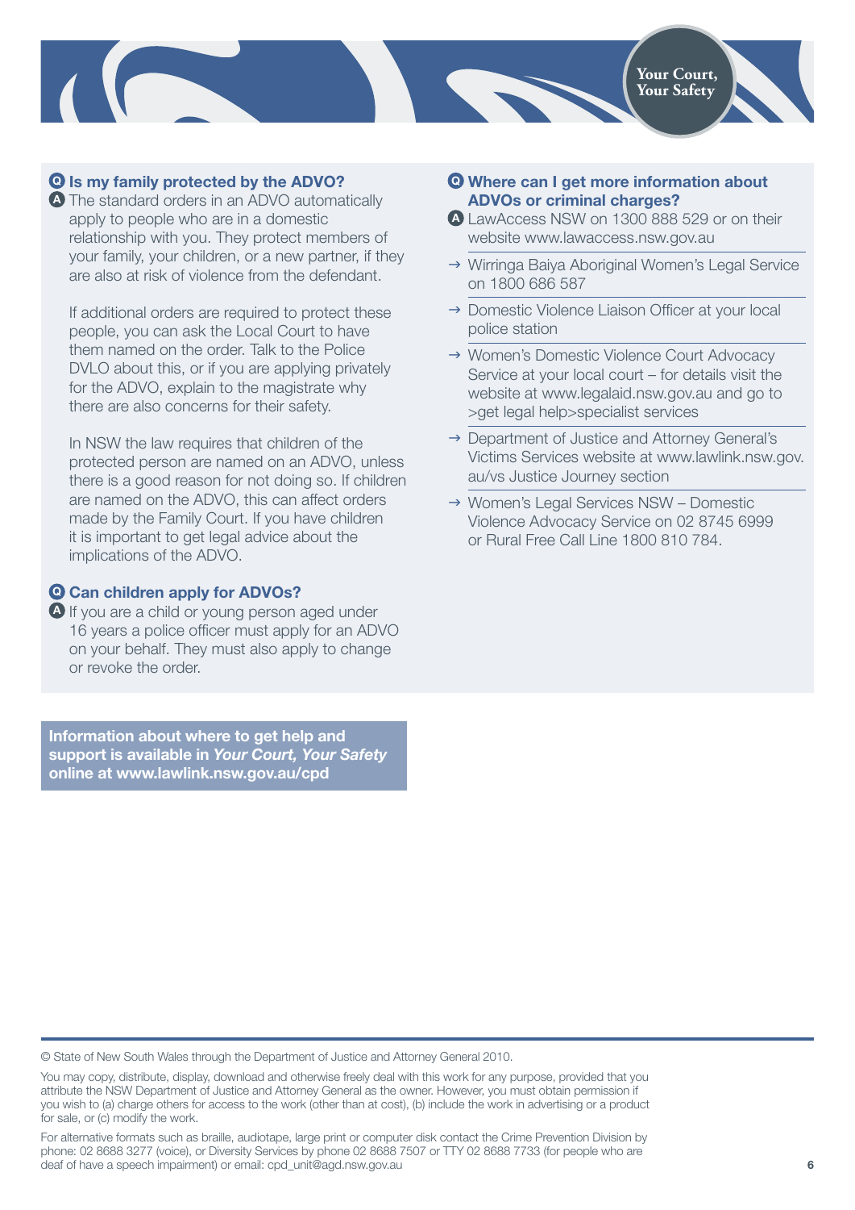## Is my family protected by the ADVO?

The standard orders in an ADVO automatically apply to people who are in a domestic relationship with you. They protect members of your family, your children, or a new partner, if they are also at risk of violence from the defendant.

If additional orders are required to protect these people, you can ask the Local Court to have them named on the order. Talk to the Police DVLO about this, or if you are applying privately for the ADVO, explain to the magistrate why there are also concerns for their safety.

In NSW the law requires that children of the protected person are named on an ADVO, unless there is a good reason for not doing so. If children are named on the ADVO, this can affect orders made by the Family Court. If you have children it is important to get legal advice about the implications of the ADVO.

## Can children apply for ADVOs?

If you are a child or young person aged under 16 years a police officer must apply for an ADVO on your behalf. They must also apply to change or revoke the order.

## Where can I get more information about ADVOs or criminal charges?

LawAccess NSW on 1300 888 529 or on their website www.lawaccess.nsw.gov.au

- Wirringa Baiya Aboriginal Women's Legal Service on 1800 686 587
- Domestic Violence Liaison Officer at your local police station
- Women's Domestic Violence Court Advocacy Service at your local court – for details visit the website at www.legalaid.nsw.gov.au and go to >get legal help>specialist services
- Department of Justice and Attorney General's Victims Services website at www.lawlink.nsw.gov.au/vs Justice Journey section
- Women's Legal Services NSW – Domestic Violence Advocacy Service on 02 8745 6999 or Rural Free Call Line 1800 810 784.

**Information about where to get help and support is available in *Your Court, Your Safety* online at www.lawlink.nsw.gov.au/cpd**

© State of New South Wales through the Department of Justice and Attorney General 2010.

You may copy, distribute, display, download and otherwise freely deal with this work for any purpose, provided that you attribute the NSW Department of Justice and Attorney General as the owner. However, you must obtain permission if you wish to (a) charge others for access to the work (other than at cost), (b) include the work in advertising or a product for sale, or (c) modify the work.

For alternative formats such as braille, audiotape, large print or computer disk contact the Crime Prevention Division by phone: 02 8688 3277 (voice), or Diversity Services by phone 02 8688 7507 or TTY 02 8688 7733 (for people who are deaf of have a speech impairment) or email: cpd_unit@agd.nsw.gov.au